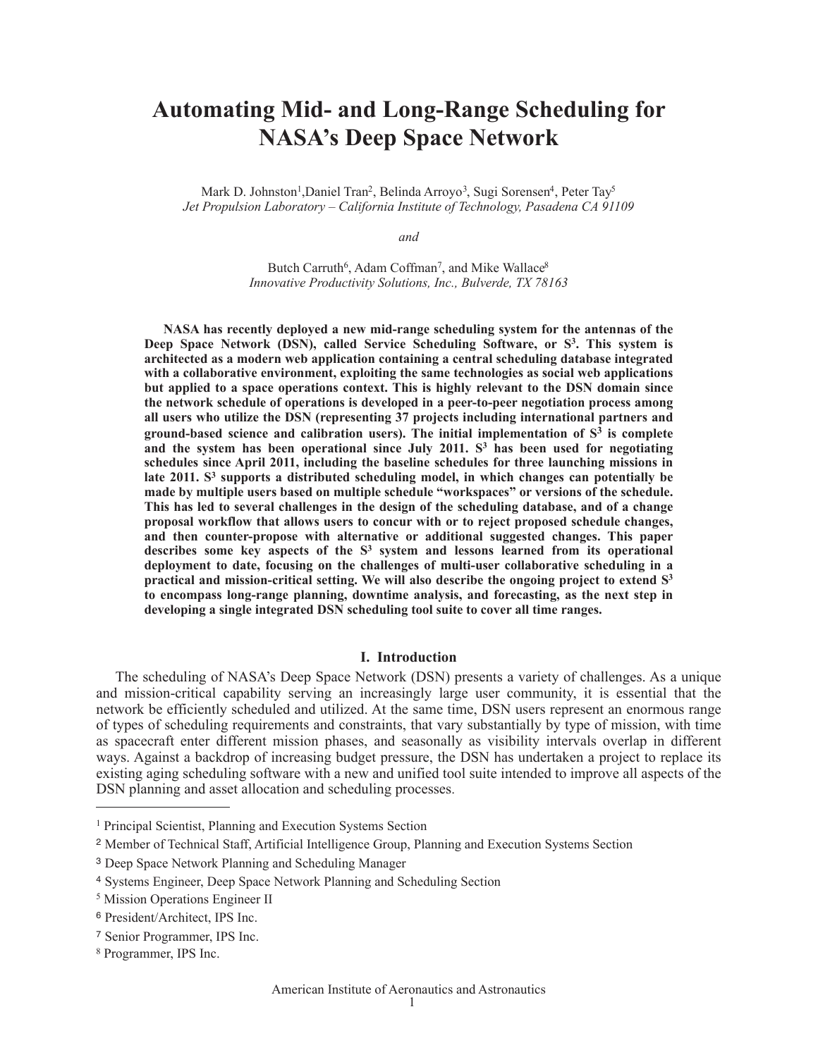# Automating Mid- and Long-Range Scheduling for NASA's Deep Space Network

Mark D. Johnston[1], Daniel Tran[2], Belinda Arroyo[3], Sugi Sorensen[4], Peter Tay[5]
*Jet Propulsion Laboratory – California Institute of Technology, Pasadena CA 91109*

*and*

Butch Carruth[6], Adam Coffman[7], and Mike Wallace[8]
*Innovative Productivity Solutions, Inc., Bulverde, TX 78163*

**NASA has recently deployed a new mid-range scheduling system for the antennas of the Deep Space Network (DSN), called Service Scheduling Software, or $S^3$. This system is architected as a modern web application containing a central scheduling database integrated with a collaborative environment, exploiting the same technologies as social web applications but applied to a space operations context. This is highly relevant to the DSN domain since the network schedule of operations is developed in a peer-to-peer negotiation process among all users who utilize the DSN (representing 37 projects including international partners and ground-based science and calibration users). The initial implementation of $S^3$ is complete and the system has been operational since July 2011. $S^3$ has been used for negotiating schedules since April 2011, including the baseline schedules for three launching missions in late 2011. $S^3$ supports a distributed scheduling model, in which changes can potentially be made by multiple users based on multiple schedule "workspaces" or versions of the schedule. This has led to several challenges in the design of the scheduling database, and of a change proposal workflow that allows users to concur with or to reject proposed schedule changes, and then counter-propose with alternative or additional suggested changes. This paper describes some key aspects of the $S^3$ system and lessons learned from its operational deployment to date, focusing on the challenges of multi-user collaborative scheduling in a practical and mission-critical setting. We will also describe the ongoing project to extend $S^3$ to encompass long-range planning, downtime analysis, and forecasting, as the next step in developing a single integrated DSN scheduling tool suite to cover all time ranges.**

## I. Introduction

The scheduling of NASA's Deep Space Network (DSN) presents a variety of challenges. As a unique and mission-critical capability serving an increasingly large user community, it is essential that the network be efficiently scheduled and utilized. At the same time, DSN users represent an enormous range of types of scheduling requirements and constraints, that vary substantially by type of mission, with time as spacecraft enter different mission phases, and seasonally as visibility intervals overlap in different ways. Against a backdrop of increasing budget pressure, the DSN has undertaken a project to replace its existing aging scheduling software with a new and unified tool suite intended to improve all aspects of the DSN planning and asset allocation and scheduling processes.

---

[1] Principal Scientist, Planning and Execution Systems Section

[2] Member of Technical Staff, Artificial Intelligence Group, Planning and Execution Systems Section

[3] Deep Space Network Planning and Scheduling Manager

[4] Systems Engineer, Deep Space Network Planning and Scheduling Section

[5] Mission Operations Engineer II

[6] President/Architect, IPS Inc.

[7] Senior Programmer, IPS Inc.

[8] Programmer, IPS Inc.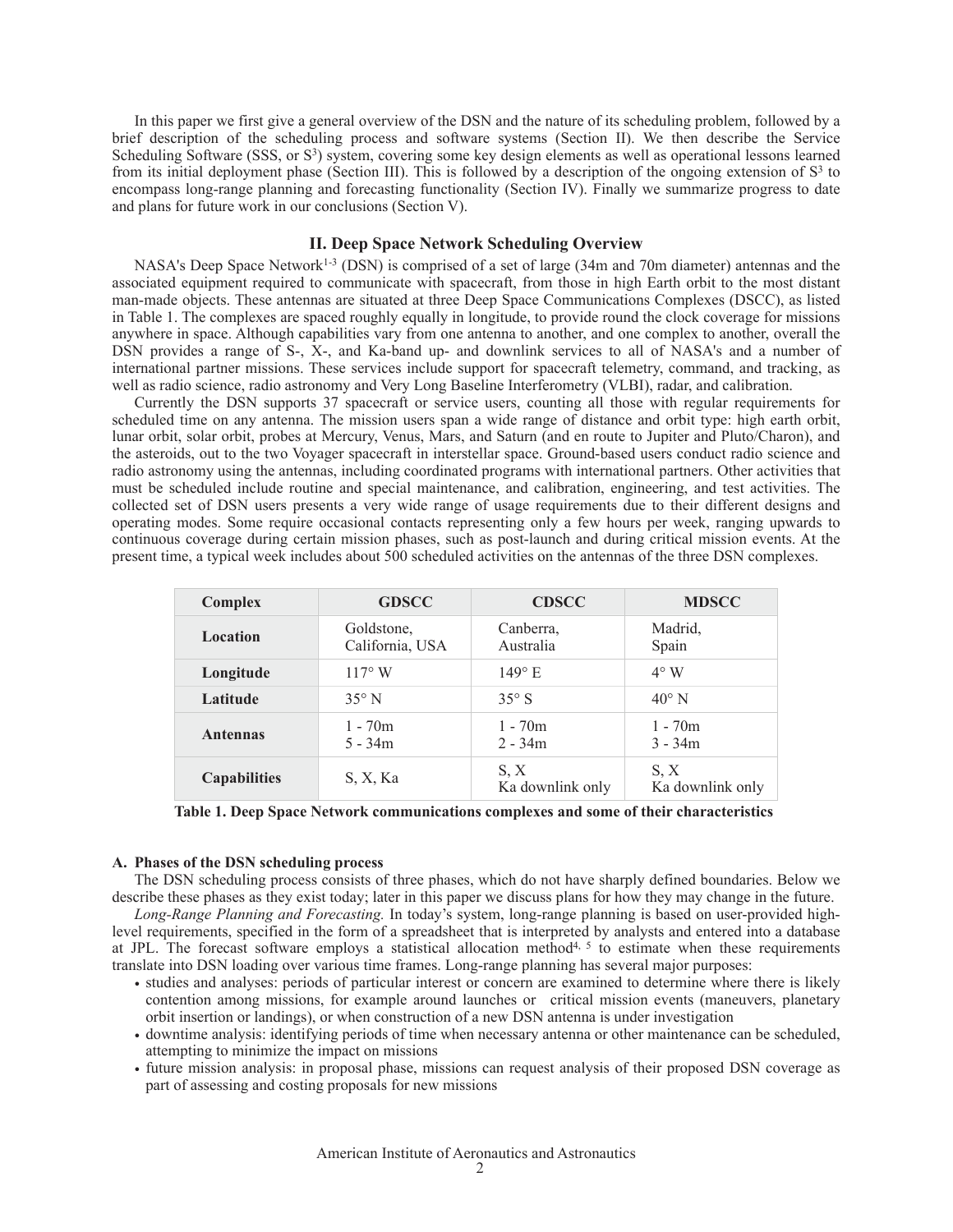In this paper we first give a general overview of the DSN and the nature of its scheduling problem, followed by a brief description of the scheduling process and software systems (Section II). We then describe the Service Scheduling Software (SSS, or $S^3$) system, covering some key design elements as well as operational lessons learned from its initial deployment phase (Section III). This is followed by a description of the ongoing extension of $S^3$ to encompass long-range planning and forecasting functionality (Section IV). Finally we summarize progress to date and plans for future work in our conclusions (Section V).

## II. Deep Space Network Scheduling Overview

NASA's Deep Space Network[1-3] (DSN) is comprised of a set of large (34m and 70m diameter) antennas and the associated equipment required to communicate with spacecraft, from those in high Earth orbit to the most distant man-made objects. These antennas are situated at three Deep Space Communications Complexes (DSCC), as listed in Table 1. The complexes are spaced roughly equally in longitude, to provide round the clock coverage for missions anywhere in space. Although capabilities vary from one antenna to another, and one complex to another, overall the DSN provides a range of S-, X-, and Ka-band up- and downlink services to all of NASA's and a number of international partner missions. These services include support for spacecraft telemetry, command, and tracking, as well as radio science, radio astronomy and Very Long Baseline Interferometry (VLBI), radar, and calibration.

Currently the DSN supports 37 spacecraft or service users, counting all those with regular requirements for scheduled time on any antenna. The mission users span a wide range of distance and orbit type: high earth orbit, lunar orbit, solar orbit, probes at Mercury, Venus, Mars, and Saturn (and en route to Jupiter and Pluto/Charon), and the asteroids, out to the two Voyager spacecraft in interstellar space. Ground-based users conduct radio science and radio astronomy using the antennas, including coordinated programs with international partners. Other activities that must be scheduled include routine and special maintenance, and calibration, engineering, and test activities. The collected set of DSN users presents a very wide range of usage requirements due to their different designs and operating modes. Some require occasional contacts representing only a few hours per week, ranging upwards to continuous coverage during certain mission phases, such as post-launch and during critical mission events. At the present time, a typical week includes about 500 scheduled activities on the antennas of the three DSN complexes.

| Complex | GDSCC | CDSCC | MDSCC |
|---|---|---|---|
| **Location** | Goldstone, California, USA | Canberra, Australia | Madrid, Spain |
| **Longitude** | 117° W | 149° E | 4° W |
| **Latitude** | 35° N | 35° S | 40° N |
| **Antennas** | 1 - 70m<br>5 - 34m | 1 - 70m<br>2 - 34m | 1 - 70m<br>3 - 34m |
| **Capabilities** | S, X, Ka | S, X<br>Ka downlink only | S, X<br>Ka downlink only |

**Table 1. Deep Space Network communications complexes and some of their characteristics**

### A. Phases of the DSN scheduling process

The DSN scheduling process consists of three phases, which do not have sharply defined boundaries. Below we describe these phases as they exist today; later in this paper we discuss plans for how they may change in the future.

*Long-Range Planning and Forecasting.* In today's system, long-range planning is based on user-provided high-level requirements, specified in the form of a spreadsheet that is interpreted by analysts and entered into a database at JPL. The forecast software employs a statistical allocation method[4, 5] to estimate when these requirements translate into DSN loading over various time frames. Long-range planning has several major purposes:

- studies and analyses: periods of particular interest or concern are examined to determine where there is likely contention among missions, for example around launches or critical mission events (maneuvers, planetary orbit insertion or landings), or when construction of a new DSN antenna is under investigation
- downtime analysis: identifying periods of time when necessary antenna or other maintenance can be scheduled, attempting to minimize the impact on missions
- future mission analysis: in proposal phase, missions can request analysis of their proposed DSN coverage as part of assessing and costing proposals for new missions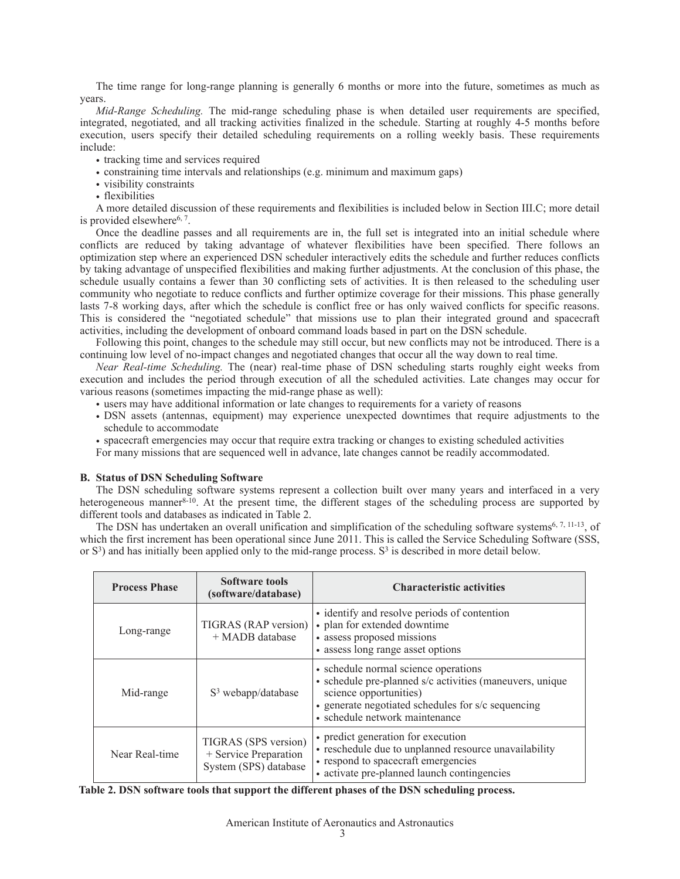The time range for long-range planning is generally 6 months or more into the future, sometimes as much as years.

*Mid-Range Scheduling.* The mid-range scheduling phase is when detailed user requirements are specified, integrated, negotiated, and all tracking activities finalized in the schedule. Starting at roughly 4-5 months before execution, users specify their detailed scheduling requirements on a rolling weekly basis. These requirements include:

- tracking time and services required
- constraining time intervals and relationships (e.g. minimum and maximum gaps)
- visibility constraints
- flexibilities

A more detailed discussion of these requirements and flexibilities is included below in Section III.C; more detail is provided elsewhere[6, 7].

Once the deadline passes and all requirements are in, the full set is integrated into an initial schedule where conflicts are reduced by taking advantage of whatever flexibilities have been specified. There follows an optimization step where an experienced DSN scheduler interactively edits the schedule and further reduces conflicts by taking advantage of unspecified flexibilities and making further adjustments. At the conclusion of this phase, the schedule usually contains a fewer than 30 conflicting sets of activities. It is then released to the scheduling user community who negotiate to reduce conflicts and further optimize coverage for their missions. This phase generally lasts 7-8 working days, after which the schedule is conflict free or has only waived conflicts for specific reasons. This is considered the "negotiated schedule" that missions use to plan their integrated ground and spacecraft activities, including the development of onboard command loads based in part on the DSN schedule.

Following this point, changes to the schedule may still occur, but new conflicts may not be introduced. There is a continuing low level of no-impact changes and negotiated changes that occur all the way down to real time.

*Near Real-time Scheduling.* The (near) real-time phase of DSN scheduling starts roughly eight weeks from execution and includes the period through execution of all the scheduled activities. Late changes may occur for various reasons (sometimes impacting the mid-range phase as well):

- users may have additional information or late changes to requirements for a variety of reasons
- DSN assets (antennas, equipment) may experience unexpected downtimes that require adjustments to the schedule to accommodate
- spacecraft emergencies may occur that require extra tracking or changes to existing scheduled activities

For many missions that are sequenced well in advance, late changes cannot be readily accommodated.

### B. Status of DSN Scheduling Software

The DSN scheduling software systems represent a collection built over many years and interfaced in a very heterogeneous manner[8-10]. At the present time, the different stages of the scheduling process are supported by different tools and databases as indicated in Table 2.

The DSN has undertaken an overall unification and simplification of the scheduling software systems[6, 7, 11-13], of which the first increment has been operational since June 2011. This is called the Service Scheduling Software (SSS, or $S^3$) and has initially been applied only to the mid-range process. $S^3$ is described in more detail below.

| Process Phase | Software tools (software/database) | Characteristic activities |
|---|---|---|
| Long-range | TIGRAS (RAP version) + MADB database | • identify and resolve periods of contention<br>• plan for extended downtime<br>• assess proposed missions<br>• assess long range asset options |
| Mid-range | $S^3$ webapp/database | • schedule normal science operations<br>• schedule pre-planned s/c activities (maneuvers, unique science opportunities)<br>• generate negotiated schedules for s/c sequencing<br>• schedule network maintenance |
| Near Real-time | TIGRAS (SPS version) + Service Preparation System (SPS) database | • predict generation for execution<br>• reschedule due to unplanned resource unavailability<br>• respond to spacecraft emergencies<br>• activate pre-planned launch contingencies |

**Table 2. DSN software tools that support the different phases of the DSN scheduling process.**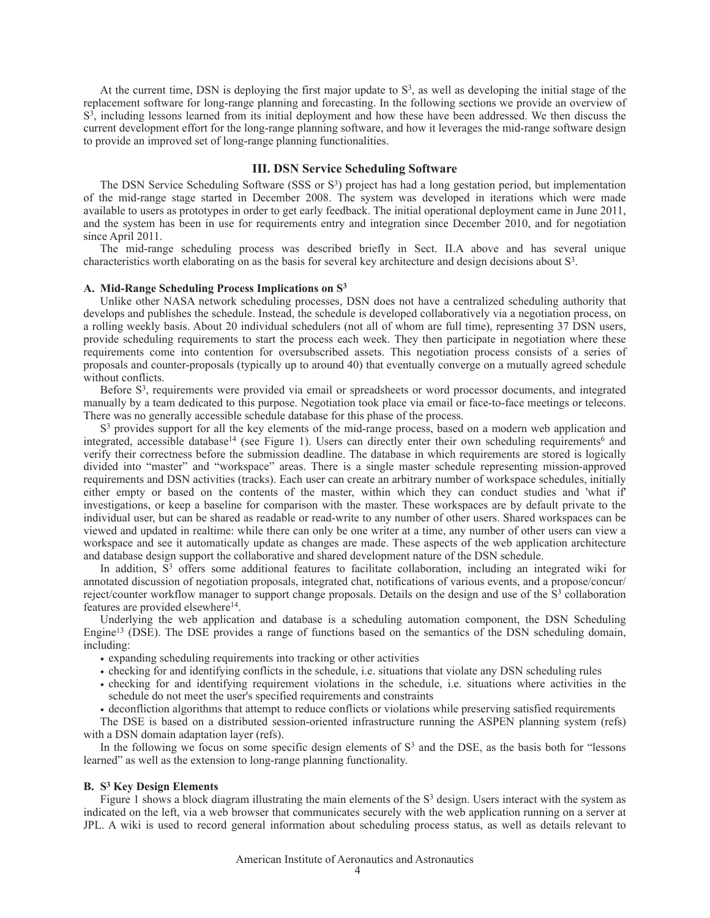At the current time, DSN is deploying the first major update to $S^3$, as well as developing the initial stage of the replacement software for long-range planning and forecasting. In the following sections we provide an overview of $S^3$, including lessons learned from its initial deployment and how these have been addressed. We then discuss the current development effort for the long-range planning software, and how it leverages the mid-range software design to provide an improved set of long-range planning functionalities.

## III. DSN Service Scheduling Software

The DSN Service Scheduling Software (SSS or $S^3$) project has had a long gestation period, but implementation of the mid-range stage started in December 2008. The system was developed in iterations which were made available to users as prototypes in order to get early feedback. The initial operational deployment came in June 2011, and the system has been in use for requirements entry and integration since December 2010, and for negotiation since April 2011.

The mid-range scheduling process was described briefly in Sect. II.A above and has several unique characteristics worth elaborating on as the basis for several key architecture and design decisions about $S^3$.

### A. Mid-Range Scheduling Process Implications on $S^3$

Unlike other NASA network scheduling processes, DSN does not have a centralized scheduling authority that develops and publishes the schedule. Instead, the schedule is developed collaboratively via a negotiation process, on a rolling weekly basis. About 20 individual schedulers (not all of whom are full time), representing 37 DSN users, provide scheduling requirements to start the process each week. They then participate in negotiation where these requirements come into contention for oversubscribed assets. This negotiation process consists of a series of proposals and counter-proposals (typically up to around 40) that eventually converge on a mutually agreed schedule without conflicts.

Before $S^3$, requirements were provided via email or spreadsheets or word processor documents, and integrated manually by a team dedicated to this purpose. Negotiation took place via email or face-to-face meetings or telecons. There was no generally accessible schedule database for this phase of the process.

$S^3$ provides support for all the key elements of the mid-range process, based on a modern web application and integrated, accessible database[14] (see Figure 1). Users can directly enter their own scheduling requirements[6] and verify their correctness before the submission deadline. The database in which requirements are stored is logically divided into "master" and "workspace" areas. There is a single master schedule representing mission-approved requirements and DSN activities (tracks). Each user can create an arbitrary number of workspace schedules, initially either empty or based on the contents of the master, within which they can conduct studies and 'what if' investigations, or keep a baseline for comparison with the master. These workspaces are by default private to the individual user, but can be shared as readable or read-write to any number of other users. Shared workspaces can be viewed and updated in realtime: while there can only be one writer at a time, any number of other users can view a workspace and see it automatically update as changes are made. These aspects of the web application architecture and database design support the collaborative and shared development nature of the DSN schedule.

In addition, $S^3$ offers some additional features to facilitate collaboration, including an integrated wiki for annotated discussion of negotiation proposals, integrated chat, notifications of various events, and a propose/concur/reject/counter workflow manager to support change proposals. Details on the design and use of the $S^3$ collaboration features are provided elsewhere[14].

Underlying the web application and database is a scheduling automation component, the DSN Scheduling Engine[13] (DSE). The DSE provides a range of functions based on the semantics of the DSN scheduling domain, including:

- expanding scheduling requirements into tracking or other activities
- checking for and identifying conflicts in the schedule, i.e. situations that violate any DSN scheduling rules
- checking for and identifying requirement violations in the schedule, i.e. situations where activities in the schedule do not meet the user's specified requirements and constraints
- deconfliction algorithms that attempt to reduce conflicts or violations while preserving satisfied requirements

The DSE is based on a distributed session-oriented infrastructure running the ASPEN planning system (refs) with a DSN domain adaptation layer (refs).

In the following we focus on some specific design elements of $S^3$ and the DSE, as the basis both for "lessons learned" as well as the extension to long-range planning functionality.

### B. $S^3$ Key Design Elements

Figure 1 shows a block diagram illustrating the main elements of the $S^3$ design. Users interact with the system as indicated on the left, via a web browser that communicates securely with the web application running on a server at JPL. A wiki is used to record general information about scheduling process status, as well as details relevant to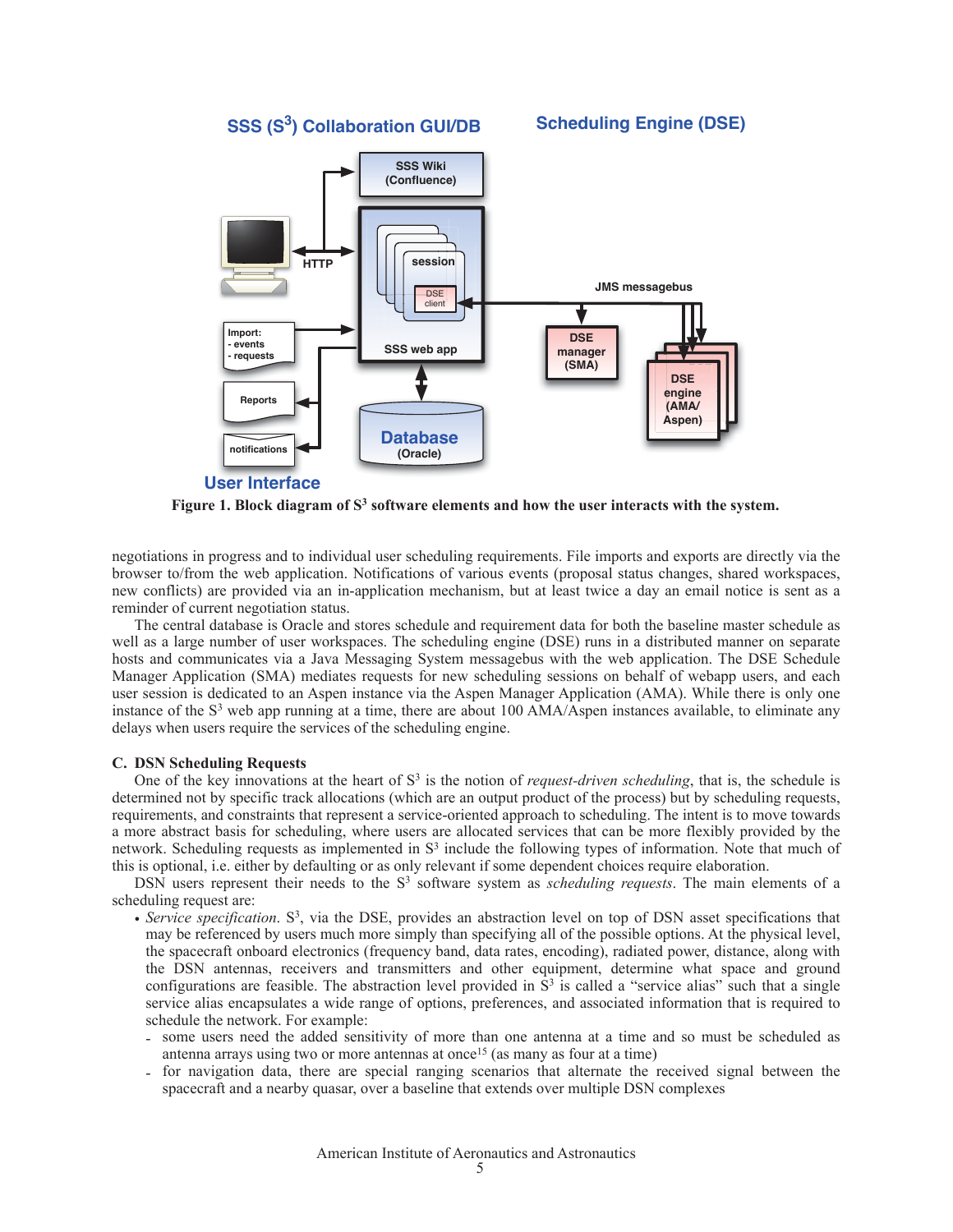Figure 1. Block diagram of $S^3$ software elements and how the user interacts with the system.

negotiations in progress and to individual user scheduling requirements. File imports and exports are directly via the browser to/from the web application. Notifications of various events (proposal status changes, shared workspaces, new conflicts) are provided via an in-application mechanism, but at least twice a day an email notice is sent as a reminder of current negotiation status.

The central database is Oracle and stores schedule and requirement data for both the baseline master schedule as well as a large number of user workspaces. The scheduling engine (DSE) runs in a distributed manner on separate hosts and communicates via a Java Messaging System messagebus with the web application. The DSE Schedule Manager Application (SMA) mediates requests for new scheduling sessions on behalf of webapp users, and each user session is dedicated to an Aspen instance via the Aspen Manager Application (AMA). While there is only one instance of the $S^3$ web app running at a time, there are about 100 AMA/Aspen instances available, to eliminate any delays when users require the services of the scheduling engine.

### C. DSN Scheduling Requests

One of the key innovations at the heart of $S^3$ is the notion of *request-driven scheduling*, that is, the schedule is determined not by specific track allocations (which are an output product of the process) but by scheduling requests, requirements, and constraints that represent a service-oriented approach to scheduling. The intent is to move towards a more abstract basis for scheduling, where users are allocated services that can be more flexibly provided by the network. Scheduling requests as implemented in $S^3$ include the following types of information. Note that much of this is optional, i.e. either by defaulting or as only relevant if some dependent choices require elaboration.

DSN users represent their needs to the $S^3$ software system as *scheduling requests*. The main elements of a scheduling request are:

- *Service specification*. $S^3$, via the DSE, provides an abstraction level on top of DSN asset specifications that may be referenced by users much more simply than specifying all of the possible options. At the physical level, the spacecraft onboard electronics (frequency band, data rates, encoding), radiated power, distance, along with the DSN antennas, receivers and transmitters and other equipment, determine what space and ground configurations are feasible. The abstraction level provided in $S^3$ is called a "service alias" such that a single service alias encapsulates a wide range of options, preferences, and associated information that is required to schedule the network. For example:
  - some users need the added sensitivity of more than one antenna at a time and so must be scheduled as antenna arrays using two or more antennas at once[15] (as many as four at a time)
  - for navigation data, there are special ranging scenarios that alternate the received signal between the spacecraft and a nearby quasar, over a baseline that extends over multiple DSN complexes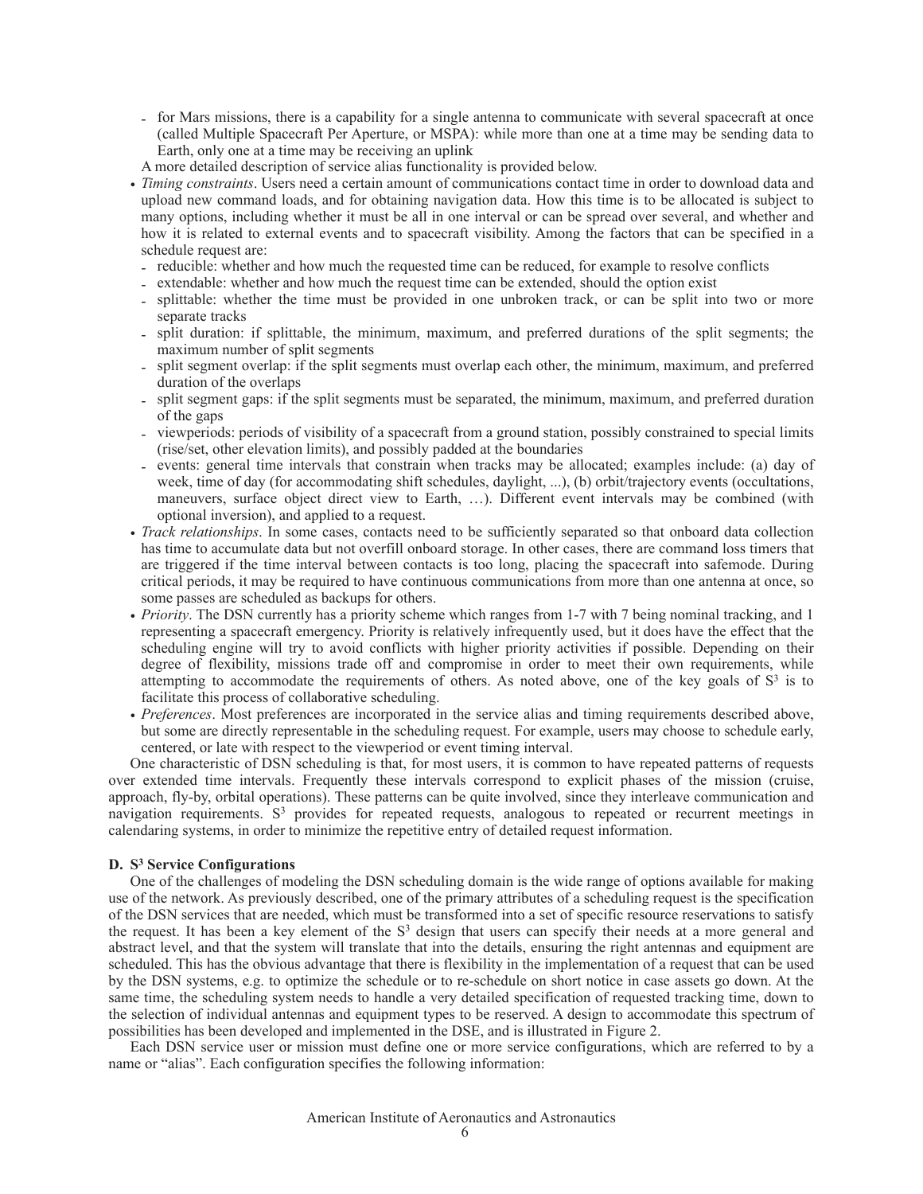- for Mars missions, there is a capability for a single antenna to communicate with several spacecraft at once (called Multiple Spacecraft Per Aperture, or MSPA): while more than one at a time may be sending data to Earth, only one at a time may be receiving an uplink

A more detailed description of service alias functionality is provided below.

- *Timing constraints*. Users need a certain amount of communications contact time in order to download data and upload new command loads, and for obtaining navigation data. How this time is to be allocated is subject to many options, including whether it must be all in one interval or can be spread over several, and whether and how it is related to external events and to spacecraft visibility. Among the factors that can be specified in a schedule request are:
  - reducible: whether and how much the requested time can be reduced, for example to resolve conflicts
  - extendable: whether and how much the request time can be extended, should the option exist
  - splittable: whether the time must be provided in one unbroken track, or can be split into two or more separate tracks
  - split duration: if splittable, the minimum, maximum, and preferred durations of the split segments; the maximum number of split segments
  - split segment overlap: if the split segments must overlap each other, the minimum, maximum, and preferred duration of the overlaps
  - split segment gaps: if the split segments must be separated, the minimum, maximum, and preferred duration of the gaps
  - viewperiods: periods of visibility of a spacecraft from a ground station, possibly constrained to special limits (rise/set, other elevation limits), and possibly padded at the boundaries
  - events: general time intervals that constrain when tracks may be allocated; examples include: (a) day of week, time of day (for accommodating shift schedules, daylight, ...), (b) orbit/trajectory events (occultations, maneuvers, surface object direct view to Earth, …). Different event intervals may be combined (with optional inversion), and applied to a request.
- *Track relationships*. In some cases, contacts need to be sufficiently separated so that onboard data collection has time to accumulate data but not overfill onboard storage. In other cases, there are command loss timers that are triggered if the time interval between contacts is too long, placing the spacecraft into safemode. During critical periods, it may be required to have continuous communications from more than one antenna at once, so some passes are scheduled as backups for others.
- *Priority*. The DSN currently has a priority scheme which ranges from 1-7 with 7 being nominal tracking, and 1 representing a spacecraft emergency. Priority is relatively infrequently used, but it does have the effect that the scheduling engine will try to avoid conflicts with higher priority activities if possible. Depending on their degree of flexibility, missions trade off and compromise in order to meet their own requirements, while attempting to accommodate the requirements of others. As noted above, one of the key goals of S$^3$ is to facilitate this process of collaborative scheduling.
- *Preferences*. Most preferences are incorporated in the service alias and timing requirements described above, but some are directly representable in the scheduling request. For example, users may choose to schedule early, centered, or late with respect to the viewperiod or event timing interval.

One characteristic of DSN scheduling is that, for most users, it is common to have repeated patterns of requests over extended time intervals. Frequently these intervals correspond to explicit phases of the mission (cruise, approach, fly-by, orbital operations). These patterns can be quite involved, since they interleave communication and navigation requirements. S$^3$ provides for repeated requests, analogous to repeated or recurrent meetings in calendaring systems, in order to minimize the repetitive entry of detailed request information.

### D. S$^3$ Service Configurations

One of the challenges of modeling the DSN scheduling domain is the wide range of options available for making use of the network. As previously described, one of the primary attributes of a scheduling request is the specification of the DSN services that are needed, which must be transformed into a set of specific resource reservations to satisfy the request. It has been a key element of the S$^3$ design that users can specify their needs at a more general and abstract level, and that the system will translate that into the details, ensuring the right antennas and equipment are scheduled. This has the obvious advantage that there is flexibility in the implementation of a request that can be used by the DSN systems, e.g. to optimize the schedule or to re-schedule on short notice in case assets go down. At the same time, the scheduling system needs to handle a very detailed specification of requested tracking time, down to the selection of individual antennas and equipment types to be reserved. A design to accommodate this spectrum of possibilities has been developed and implemented in the DSE, and is illustrated in Figure 2.

Each DSN service user or mission must define one or more service configurations, which are referred to by a name or "alias". Each configuration specifies the following information: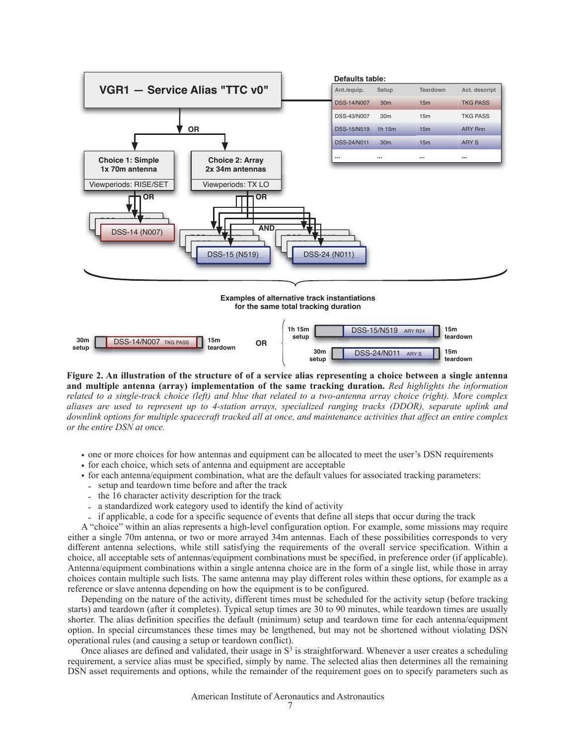VGR1 — Service Alias "TTC v0"

Defaults table:

| Ant./equip. | Setup | Teardown | Act. descript |
|---|---|---|---|
| DSS-14/N007 | 30m | 15m | TKG PASS |
| DSS-43/N007 | 30m | 15m | TKG PASS |
| DSS-15/N519 | 1h 15m | 15m | ARY Rnn |
| DSS-24/N011 | 30m | 15m | ARY S |
| ... | ... | ... | ... |

OR

Choice 1: Simple 1x 70m antenna

Viewperiods: RISE/SET

OR

DSS-14 (N007)

Choice 2: Array 2x 34m antennas

Viewperiods: TX LO

OR

AND

DSS-15 (N519)

DSS-24 (N011)

Examples of alternative track instantiations for the same total tracking duration

30m setup DSS-14/N007 TKG PASS 15m teardown

OR

1h 15m setup DSS-15/N519 ARY R24 15m teardown

30m setup DSS-24/N011 ARY S 15m teardown

**Figure 2. An illustration of the structure of of a service alias representing a choice between a single antenna and multiple antenna (array) implementation of the same tracking duration.** *Red highlights the information related to a single-track choice (left) and blue that related to a two-antenna array choice (right). More complex aliases are used to represent up to 4-station arrays, specialized ranging tracks (DDOR), separate uplink and downlink options for multiple spacecraft tracked all at once, and maintenance activities that affect an entire complex or the entire DSN at once.*

- one or more choices for how antennas and equipment can be allocated to meet the user's DSN requirements
- for each choice, which sets of antenna and equipment are acceptable
- for each antenna/equipment combination, what are the default values for associated tracking parameters:
  - setup and teardown time before and after the track
  - the 16 character activity description for the track
  - a standardized work category used to identify the kind of activity
  - if applicable, a code for a specific sequence of events that define all steps that occur during the track

A "choice" within an alias represents a high-level configuration option. For example, some missions may require either a single 70m antenna, or two or more arrayed 34m antennas. Each of these possibilities corresponds to very different antenna selections, while still satisfying the requirements of the overall service specification. Within a choice, all acceptable sets of antennas/equipment combinations must be specified, in preference order (if applicable). Antenna/equipment combinations within a single antenna choice are in the form of a single list, while those in array choices contain multiple such lists. The same antenna may play different roles within these options, for example as a reference or slave antenna depending on how the equipment is to be configured.

Depending on the nature of the activity, different times must be scheduled for the activity setup (before tracking starts) and teardown (after it completes). Typical setup times are 30 to 90 minutes, while teardown times are usually shorter. The alias definition specifies the default (minimum) setup and teardown time for each antenna/equipment option. In special circumstances these times may be lengthened, but may not be shortened without violating DSN operational rules (and causing a setup or teardown conflict).

Once aliases are defined and validated, their usage in $S^3$ is straightforward. Whenever a user creates a scheduling requirement, a service alias must be specified, simply by name. The selected alias then determines all the remaining DSN asset requirements and options, while the remainder of the requirement goes on to specify parameters such as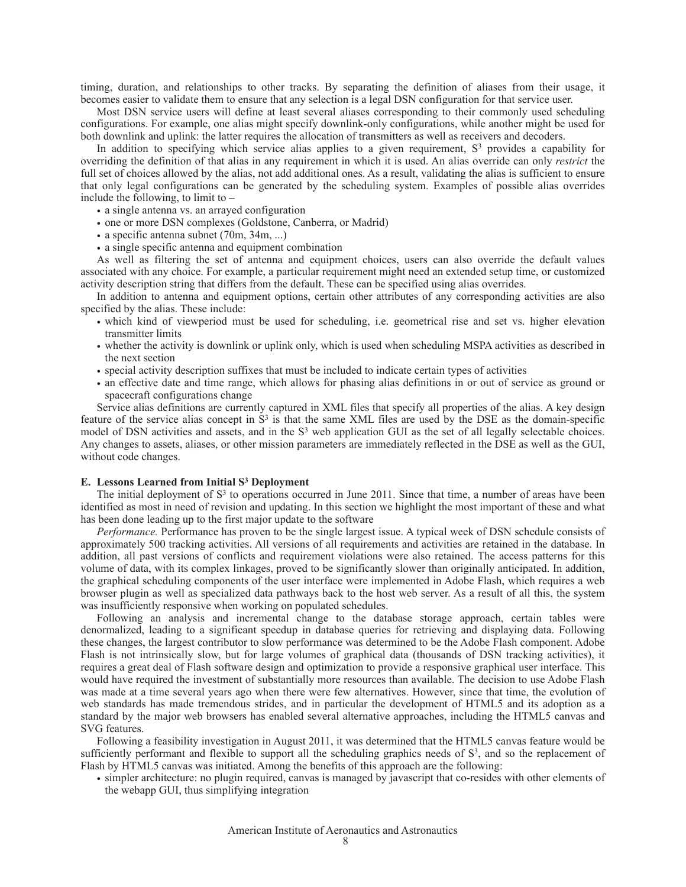timing, duration, and relationships to other tracks. By separating the definition of aliases from their usage, it becomes easier to validate them to ensure that any selection is a legal DSN configuration for that service user.

Most DSN service users will define at least several aliases corresponding to their commonly used scheduling configurations. For example, one alias might specify downlink-only configurations, while another might be used for both downlink and uplink: the latter requires the allocation of transmitters as well as receivers and decoders.

In addition to specifying which service alias applies to a given requirement, $S^3$ provides a capability for overriding the definition of that alias in any requirement in which it is used. An alias override can only *restrict* the full set of choices allowed by the alias, not add additional ones. As a result, validating the alias is sufficient to ensure that only legal configurations can be generated by the scheduling system. Examples of possible alias overrides include the following, to limit to –

- a single antenna vs. an arrayed configuration
- one or more DSN complexes (Goldstone, Canberra, or Madrid)
- a specific antenna subnet (70m, 34m, ...)
- a single specific antenna and equipment combination

As well as filtering the set of antenna and equipment choices, users can also override the default values associated with any choice. For example, a particular requirement might need an extended setup time, or customized activity description string that differs from the default. These can be specified using alias overrides.

In addition to antenna and equipment options, certain other attributes of any corresponding activities are also specified by the alias. These include:

- which kind of viewperiod must be used for scheduling, i.e. geometrical rise and set vs. higher elevation transmitter limits
- whether the activity is downlink or uplink only, which is used when scheduling MSPA activities as described in the next section
- special activity description suffixes that must be included to indicate certain types of activities
- an effective date and time range, which allows for phasing alias definitions in or out of service as ground or spacecraft configurations change

Service alias definitions are currently captured in XML files that specify all properties of the alias. A key design feature of the service alias concept in $S^3$ is that the same XML files are used by the DSE as the domain-specific model of DSN activities and assets, and in the $S^3$ web application GUI as the set of all legally selectable choices. Any changes to assets, aliases, or other mission parameters are immediately reflected in the DSE as well as the GUI, without code changes.

### E. Lessons Learned from Initial $S^3$ Deployment

The initial deployment of $S^3$ to operations occurred in June 2011. Since that time, a number of areas have been identified as most in need of revision and updating. In this section we highlight the most important of these and what has been done leading up to the first major update to the software

*Performance.* Performance has proven to be the single largest issue. A typical week of DSN schedule consists of approximately 500 tracking activities. All versions of all requirements and activities are retained in the database. In addition, all past versions of conflicts and requirement violations were also retained. The access patterns for this volume of data, with its complex linkages, proved to be significantly slower than originally anticipated. In addition, the graphical scheduling components of the user interface were implemented in Adobe Flash, which requires a web browser plugin as well as specialized data pathways back to the host web server. As a result of all this, the system was insufficiently responsive when working on populated schedules.

Following an analysis and incremental change to the database storage approach, certain tables were denormalized, leading to a significant speedup in database queries for retrieving and displaying data. Following these changes, the largest contributor to slow performance was determined to be the Adobe Flash component. Adobe Flash is not intrinsically slow, but for large volumes of graphical data (thousands of DSN tracking activities), it requires a great deal of Flash software design and optimization to provide a responsive graphical user interface. This would have required the investment of substantially more resources than available. The decision to use Adobe Flash was made at a time several years ago when there were few alternatives. However, since that time, the evolution of web standards has made tremendous strides, and in particular the development of HTML5 and its adoption as a standard by the major web browsers has enabled several alternative approaches, including the HTML5 canvas and SVG features.

Following a feasibility investigation in August 2011, it was determined that the HTML5 canvas feature would be sufficiently performant and flexible to support all the scheduling graphics needs of $S^3$, and so the replacement of Flash by HTML5 canvas was initiated. Among the benefits of this approach are the following:

- simpler architecture: no plugin required, canvas is managed by javascript that co-resides with other elements of the webapp GUI, thus simplifying integration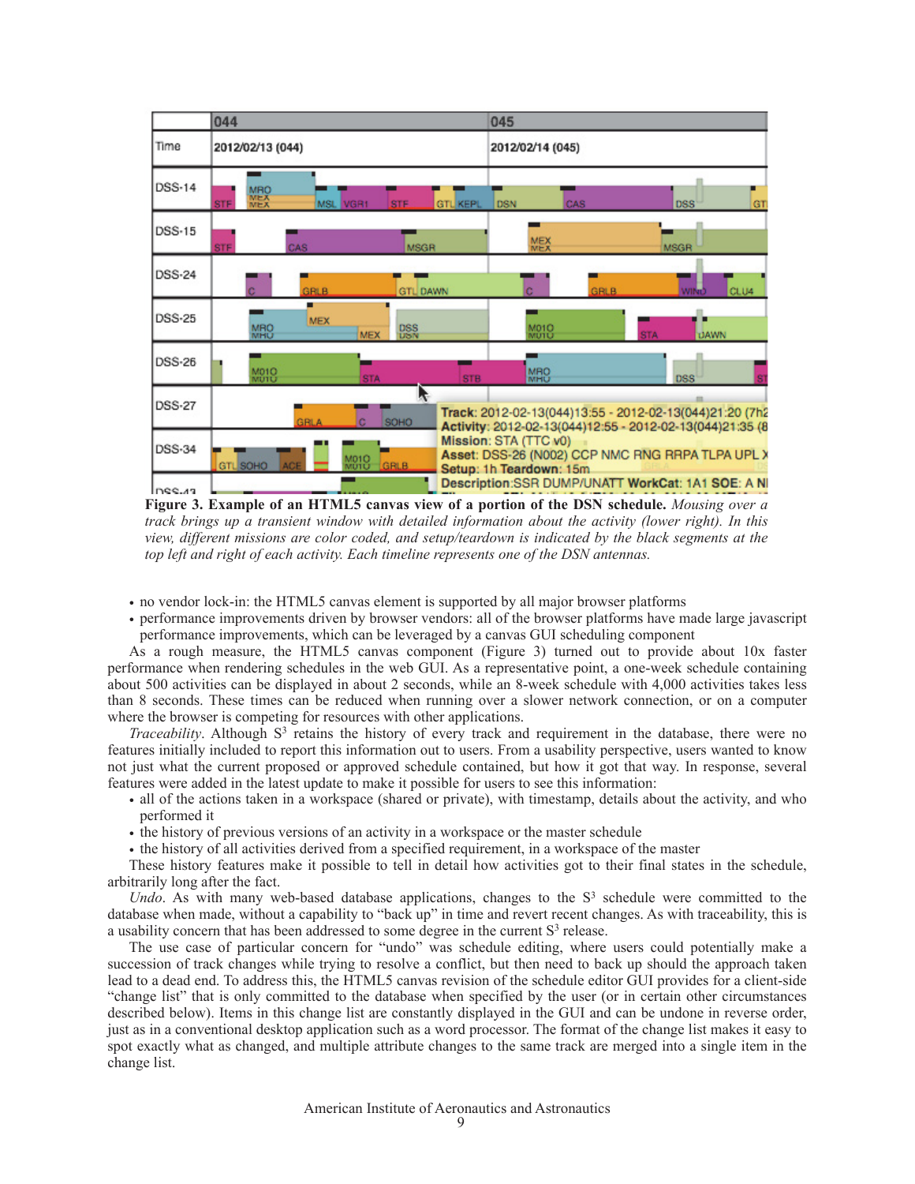**Figure 3. Example of an HTML5 canvas view of a portion of the DSN schedule.** *Mousing over a track brings up a transient window with detailed information about the activity (lower right). In this view, different missions are color coded, and setup/teardown is indicated by the black segments at the top left and right of each activity. Each timeline represents one of the DSN antennas.*

- no vendor lock-in: the HTML5 canvas element is supported by all major browser platforms
- performance improvements driven by browser vendors: all of the browser platforms have made large javascript performance improvements, which can be leveraged by a canvas GUI scheduling component

As a rough measure, the HTML5 canvas component (Figure 3) turned out to provide about 10x faster performance when rendering schedules in the web GUI. As a representative point, a one-week schedule containing about 500 activities can be displayed in about 2 seconds, while an 8-week schedule with 4,000 activities takes less than 8 seconds. These times can be reduced when running over a slower network connection, or on a computer where the browser is competing for resources with other applications.

*Traceability*. Although S$^3$ retains the history of every track and requirement in the database, there were no features initially included to report this information out to users. From a usability perspective, users wanted to know not just what the current proposed or approved schedule contained, but how it got that way. In response, several features were added in the latest update to make it possible for users to see this information:

- all of the actions taken in a workspace (shared or private), with timestamp, details about the activity, and who performed it
- the history of previous versions of an activity in a workspace or the master schedule
- the history of all activities derived from a specified requirement, in a workspace of the master

These history features make it possible to tell in detail how activities got to their final states in the schedule, arbitrarily long after the fact.

*Undo*. As with many web-based database applications, changes to the S$^3$ schedule were committed to the database when made, without a capability to "back up" in time and revert recent changes. As with traceability, this is a usability concern that has been addressed to some degree in the current S$^3$ release.

The use case of particular concern for "undo" was schedule editing, where users could potentially make a succession of track changes while trying to resolve a conflict, but then need to back up should the approach taken lead to a dead end. To address this, the HTML5 canvas revision of the schedule editor GUI provides for a client-side "change list" that is only committed to the database when specified by the user (or in certain other circumstances described below). Items in this change list are constantly displayed in the GUI and can be undone in reverse order, just as in a conventional desktop application such as a word processor. The format of the change list makes it easy to spot exactly what as changed, and multiple attribute changes to the same track are merged into a single item in the change list.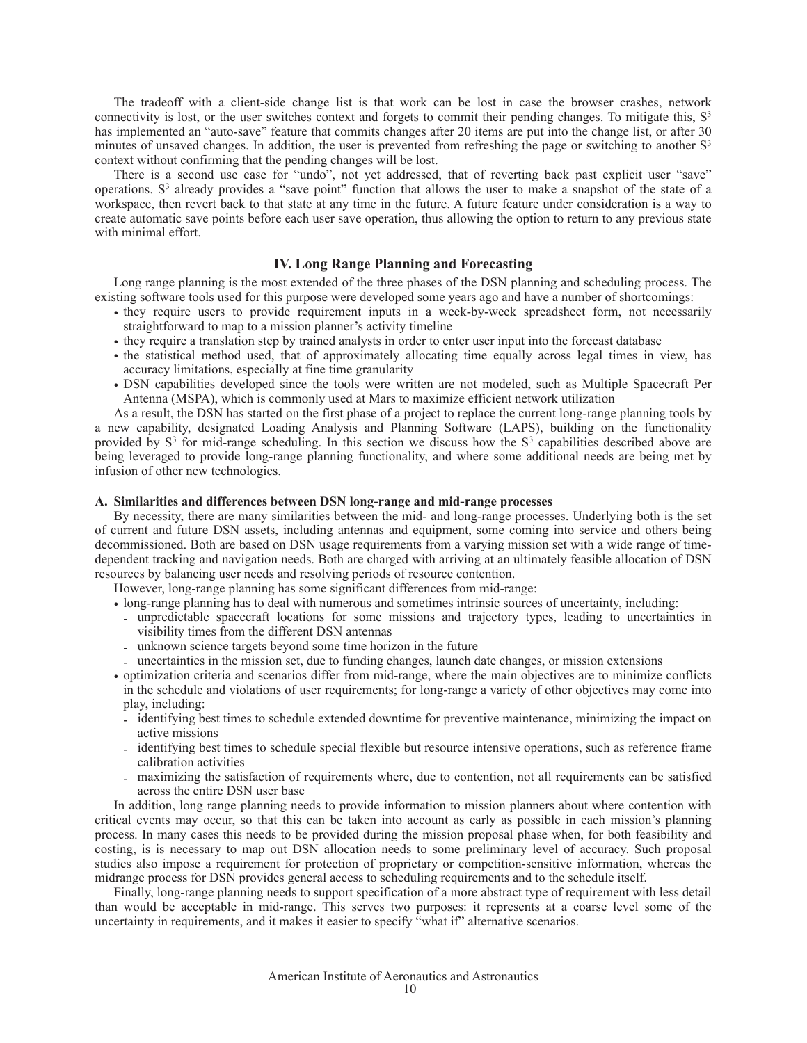The tradeoff with a client-side change list is that work can be lost in case the browser crashes, network connectivity is lost, or the user switches context and forgets to commit their pending changes. To mitigate this, $S^3$ has implemented an "auto-save" feature that commits changes after 20 items are put into the change list, or after 30 minutes of unsaved changes. In addition, the user is prevented from refreshing the page or switching to another $S^3$ context without confirming that the pending changes will be lost.

There is a second use case for "undo", not yet addressed, that of reverting back past explicit user "save" operations. $S^3$ already provides a "save point" function that allows the user to make a snapshot of the state of a workspace, then revert back to that state at any time in the future. A future feature under consideration is a way to create automatic save points before each user save operation, thus allowing the option to return to any previous state with minimal effort.

## IV. Long Range Planning and Forecasting

Long range planning is the most extended of the three phases of the DSN planning and scheduling process. The existing software tools used for this purpose were developed some years ago and have a number of shortcomings:

- they require users to provide requirement inputs in a week-by-week spreadsheet form, not necessarily straightforward to map to a mission planner's activity timeline
- they require a translation step by trained analysts in order to enter user input into the forecast database
- the statistical method used, that of approximately allocating time equally across legal times in view, has accuracy limitations, especially at fine time granularity
- DSN capabilities developed since the tools were written are not modeled, such as Multiple Spacecraft Per Antenna (MSPA), which is commonly used at Mars to maximize efficient network utilization

As a result, the DSN has started on the first phase of a project to replace the current long-range planning tools by a new capability, designated Loading Analysis and Planning Software (LAPS), building on the functionality provided by $S^3$ for mid-range scheduling. In this section we discuss how the $S^3$ capabilities described above are being leveraged to provide long-range planning functionality, and where some additional needs are being met by infusion of other new technologies.

### A. Similarities and differences between DSN long-range and mid-range processes

By necessity, there are many similarities between the mid- and long-range processes. Underlying both is the set of current and future DSN assets, including antennas and equipment, some coming into service and others being decommissioned. Both are based on DSN usage requirements from a varying mission set with a wide range of time-dependent tracking and navigation needs. Both are charged with arriving at an ultimately feasible allocation of DSN resources by balancing user needs and resolving periods of resource contention.

However, long-range planning has some significant differences from mid-range:

- long-range planning has to deal with numerous and sometimes intrinsic sources of uncertainty, including:
  - unpredictable spacecraft locations for some missions and trajectory types, leading to uncertainties in visibility times from the different DSN antennas
  - unknown science targets beyond some time horizon in the future
  - uncertainties in the mission set, due to funding changes, launch date changes, or mission extensions
- optimization criteria and scenarios differ from mid-range, where the main objectives are to minimize conflicts in the schedule and violations of user requirements; for long-range a variety of other objectives may come into play, including:
  - identifying best times to schedule extended downtime for preventive maintenance, minimizing the impact on active missions
  - identifying best times to schedule special flexible but resource intensive operations, such as reference frame calibration activities
  - maximizing the satisfaction of requirements where, due to contention, not all requirements can be satisfied across the entire DSN user base

In addition, long range planning needs to provide information to mission planners about where contention with critical events may occur, so that this can be taken into account as early as possible in each mission's planning process. In many cases this needs to be provided during the mission proposal phase when, for both feasibility and costing, is is necessary to map out DSN allocation needs to some preliminary level of accuracy. Such proposal studies also impose a requirement for protection of proprietary or competition-sensitive information, whereas the midrange process for DSN provides general access to scheduling requirements and to the schedule itself.

Finally, long-range planning needs to support specification of a more abstract type of requirement with less detail than would be acceptable in mid-range. This serves two purposes: it represents at a coarse level some of the uncertainty in requirements, and it makes it easier to specify "what if" alternative scenarios.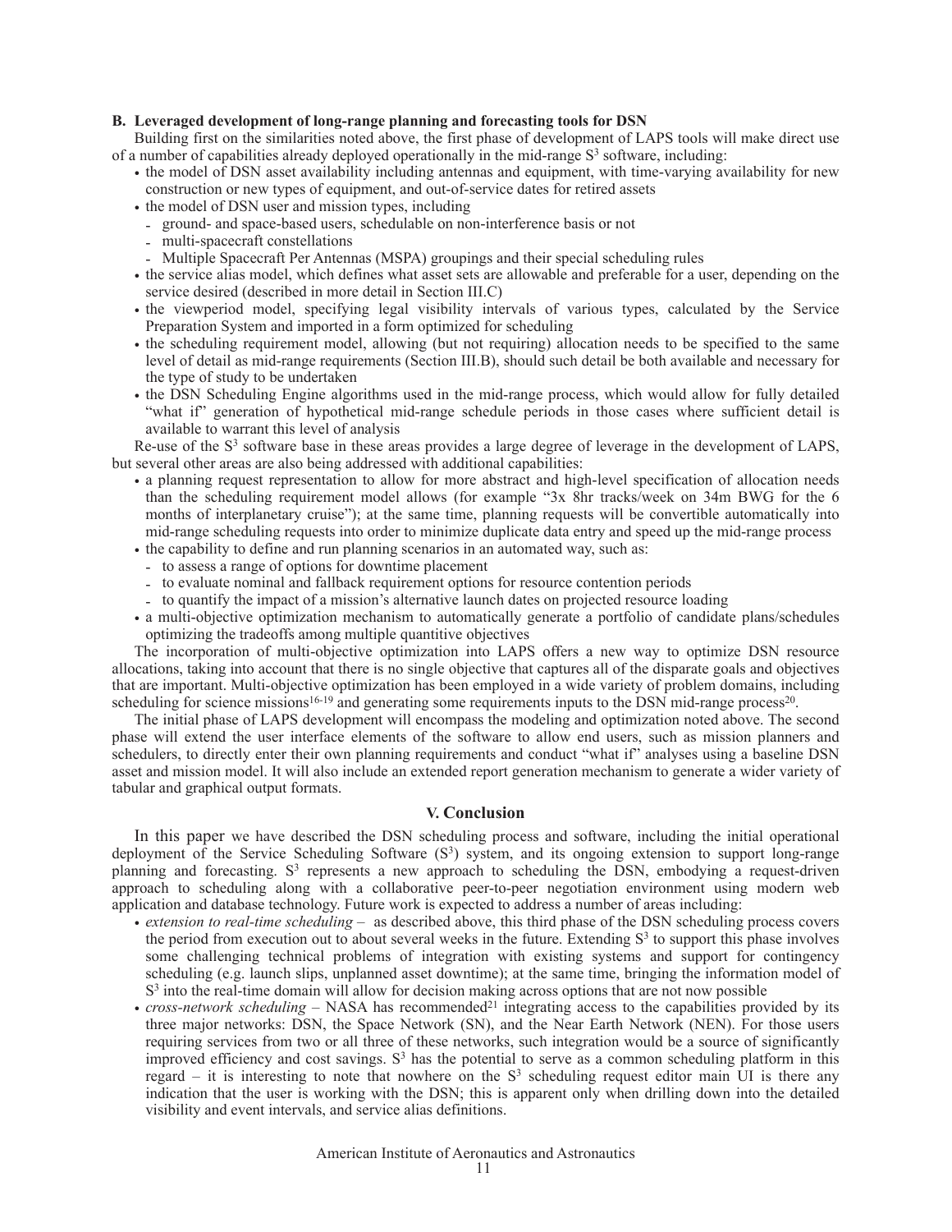### B. Leveraged development of long-range planning and forecasting tools for DSN

Building first on the similarities noted above, the first phase of development of LAPS tools will make direct use of a number of capabilities already deployed operationally in the mid-range $S^3$ software, including:

- the model of DSN asset availability including antennas and equipment, with time-varying availability for new construction or new types of equipment, and out-of-service dates for retired assets
- the model of DSN user and mission types, including
  - ground- and space-based users, schedulable on non-interference basis or not
  - multi-spacecraft constellations
  - Multiple Spacecraft Per Antennas (MSPA) groupings and their special scheduling rules
- the service alias model, which defines what asset sets are allowable and preferable for a user, depending on the service desired (described in more detail in Section III.C)
- the viewperiod model, specifying legal visibility intervals of various types, calculated by the Service Preparation System and imported in a form optimized for scheduling
- the scheduling requirement model, allowing (but not requiring) allocation needs to be specified to the same level of detail as mid-range requirements (Section III.B), should such detail be both available and necessary for the type of study to be undertaken
- the DSN Scheduling Engine algorithms used in the mid-range process, which would allow for fully detailed "what if" generation of hypothetical mid-range schedule periods in those cases where sufficient detail is available to warrant this level of analysis

Re-use of the $S^3$ software base in these areas provides a large degree of leverage in the development of LAPS, but several other areas are also being addressed with additional capabilities:

- a planning request representation to allow for more abstract and high-level specification of allocation needs than the scheduling requirement model allows (for example "3x 8hr tracks/week on 34m BWG for the 6 months of interplanetary cruise"); at the same time, planning requests will be convertible automatically into mid-range scheduling requests into order to minimize duplicate data entry and speed up the mid-range process
- the capability to define and run planning scenarios in an automated way, such as:
  - to assess a range of options for downtime placement
  - to evaluate nominal and fallback requirement options for resource contention periods
  - to quantify the impact of a mission's alternative launch dates on projected resource loading
- a multi-objective optimization mechanism to automatically generate a portfolio of candidate plans/schedules optimizing the tradeoffs among multiple quantitive objectives

The incorporation of multi-objective optimization into LAPS offers a new way to optimize DSN resource allocations, taking into account that there is no single objective that captures all of the disparate goals and objectives that are important. Multi-objective optimization has been employed in a wide variety of problem domains, including scheduling for science missions[16-19] and generating some requirements inputs to the DSN mid-range process[20].

The initial phase of LAPS development will encompass the modeling and optimization noted above. The second phase will extend the user interface elements of the software to allow end users, such as mission planners and schedulers, to directly enter their own planning requirements and conduct "what if" analyses using a baseline DSN asset and mission model. It will also include an extended report generation mechanism to generate a wider variety of tabular and graphical output formats.

## V. Conclusion

In this paper we have described the DSN scheduling process and software, including the initial operational deployment of the Service Scheduling Software ($S^3$) system, and its ongoing extension to support long-range planning and forecasting. $S^3$ represents a new approach to scheduling the DSN, embodying a request-driven approach to scheduling along with a collaborative peer-to-peer negotiation environment using modern web application and database technology. Future work is expected to address a number of areas including:

- *extension to real-time scheduling* – as described above, this third phase of the DSN scheduling process covers the period from execution out to about several weeks in the future. Extending $S^3$ to support this phase involves some challenging technical problems of integration with existing systems and support for contingency scheduling (e.g. launch slips, unplanned asset downtime); at the same time, bringing the information model of $S^3$ into the real-time domain will allow for decision making across options that are not now possible
- *cross-network scheduling* – NASA has recommended[21] integrating access to the capabilities provided by its three major networks: DSN, the Space Network (SN), and the Near Earth Network (NEN). For those users requiring services from two or all three of these networks, such integration would be a source of significantly improved efficiency and cost savings. $S^3$ has the potential to serve as a common scheduling platform in this regard – it is interesting to note that nowhere on the $S^3$ scheduling request editor main UI is there any indication that the user is working with the DSN; this is apparent only when drilling down into the detailed visibility and event intervals, and service alias definitions.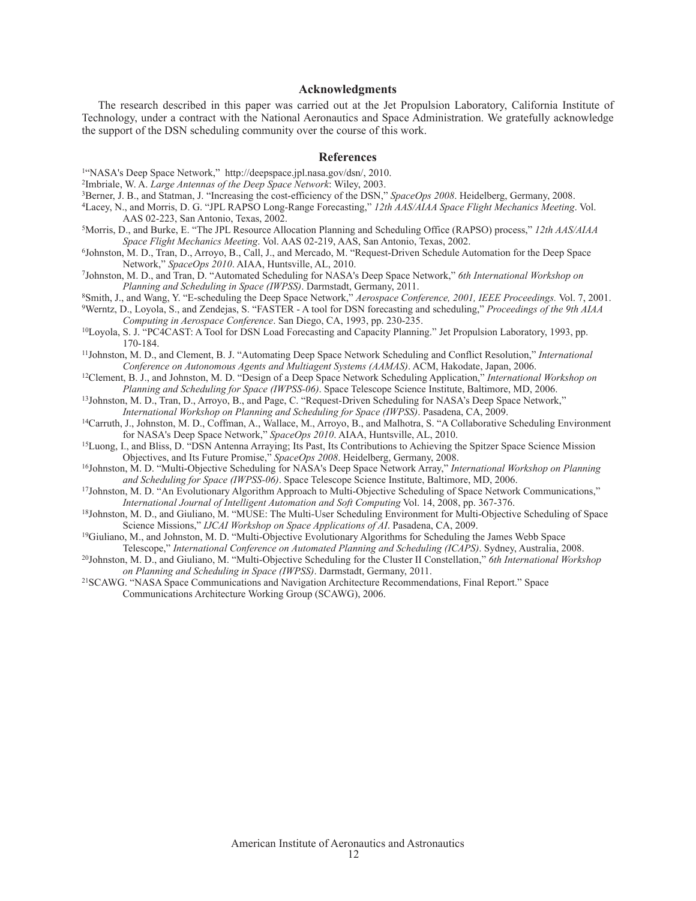## Acknowledgments

The research described in this paper was carried out at the Jet Propulsion Laboratory, California Institute of Technology, under a contract with the National Aeronautics and Space Administration. We gratefully acknowledge the support of the DSN scheduling community over the course of this work.

## References

[1]"NASA's Deep Space Network," http://deepspace.jpl.nasa.gov/dsn/, 2010.

[2]Imbriale, W. A. *Large Antennas of the Deep Space Network*: Wiley, 2003.

[3]Berner, J. B., and Statman, J. "Increasing the cost-efficiency of the DSN," *SpaceOps 2008*. Heidelberg, Germany, 2008.

[4]Lacey, N., and Morris, D. G. "JPL RAPSO Long-Range Forecasting," *12th AAS/AIAA Space Flight Mechanics Meeting*. Vol. AAS 02-223, San Antonio, Texas, 2002.

[5]Morris, D., and Burke, E. "The JPL Resource Allocation Planning and Scheduling Office (RAPSO) process," *12th AAS/AIAA Space Flight Mechanics Meeting*. Vol. AAS 02-219, AAS, San Antonio, Texas, 2002.

[6]Johnston, M. D., Tran, D., Arroyo, B., Call, J., and Mercado, M. "Request-Driven Schedule Automation for the Deep Space Network," *SpaceOps 2010*. AIAA, Huntsville, AL, 2010.

[7]Johnston, M. D., and Tran, D. "Automated Scheduling for NASA's Deep Space Network," *6th International Workshop on Planning and Scheduling in Space (IWPSS)*. Darmstadt, Germany, 2011.

[8]Smith, J., and Wang, Y. "E-scheduling the Deep Space Network," *Aerospace Conference, 2001, IEEE Proceedings.* Vol. 7, 2001.

[9]Werntz, D., Loyola, S., and Zendejas, S. "FASTER - A tool for DSN forecasting and scheduling," *Proceedings of the 9th AIAA Computing in Aerospace Conference*. San Diego, CA, 1993, pp. 230-235.

[10]Loyola, S. J. "PC4CAST: A Tool for DSN Load Forecasting and Capacity Planning." Jet Propulsion Laboratory, 1993, pp. 170-184.

[11]Johnston, M. D., and Clement, B. J. "Automating Deep Space Network Scheduling and Conflict Resolution," *International Conference on Autonomous Agents and Multiagent Systems (AAMAS)*. ACM, Hakodate, Japan, 2006.

[12]Clement, B. J., and Johnston, M. D. "Design of a Deep Space Network Scheduling Application," *International Workshop on Planning and Scheduling for Space (IWPSS-06)*. Space Telescope Science Institute, Baltimore, MD, 2006.

[13]Johnston, M. D., Tran, D., Arroyo, B., and Page, C. "Request-Driven Scheduling for NASA's Deep Space Network," *International Workshop on Planning and Scheduling for Space (IWPSS)*. Pasadena, CA, 2009.

[14]Carruth, J., Johnston, M. D., Coffman, A., Wallace, M., Arroyo, B., and Malhotra, S. "A Collaborative Scheduling Environment for NASA's Deep Space Network," *SpaceOps 2010*. AIAA, Huntsville, AL, 2010.

[15]Luong, I., and Bliss, D. "DSN Antenna Arraying; Its Past, Its Contributions to Achieving the Spitzer Space Science Mission Objectives, and Its Future Promise," *SpaceOps 2008*. Heidelberg, Germany, 2008.

[16]Johnston, M. D. "Multi-Objective Scheduling for NASA's Deep Space Network Array," *International Workshop on Planning and Scheduling for Space (IWPSS-06)*. Space Telescope Science Institute, Baltimore, MD, 2006.

[17]Johnston, M. D. "An Evolutionary Algorithm Approach to Multi-Objective Scheduling of Space Network Communications," *International Journal of Intelligent Automation and Soft Computing* Vol. 14, 2008, pp. 367-376.

[18]Johnston, M. D., and Giuliano, M. "MUSE: The Multi-User Scheduling Environment for Multi-Objective Scheduling of Space Science Missions," *IJCAI Workshop on Space Applications of AI*. Pasadena, CA, 2009.

[19]Giuliano, M., and Johnston, M. D. "Multi-Objective Evolutionary Algorithms for Scheduling the James Webb Space Telescope," *International Conference on Automated Planning and Scheduling (ICAPS)*. Sydney, Australia, 2008.

[20]Johnston, M. D., and Giuliano, M. "Multi-Objective Scheduling for the Cluster II Constellation," *6th International Workshop on Planning and Scheduling in Space (IWPSS)*. Darmstadt, Germany, 2011.

[21]SCAWG. "NASA Space Communications and Navigation Architecture Recommendations, Final Report." Space Communications Architecture Working Group (SCAWG), 2006.